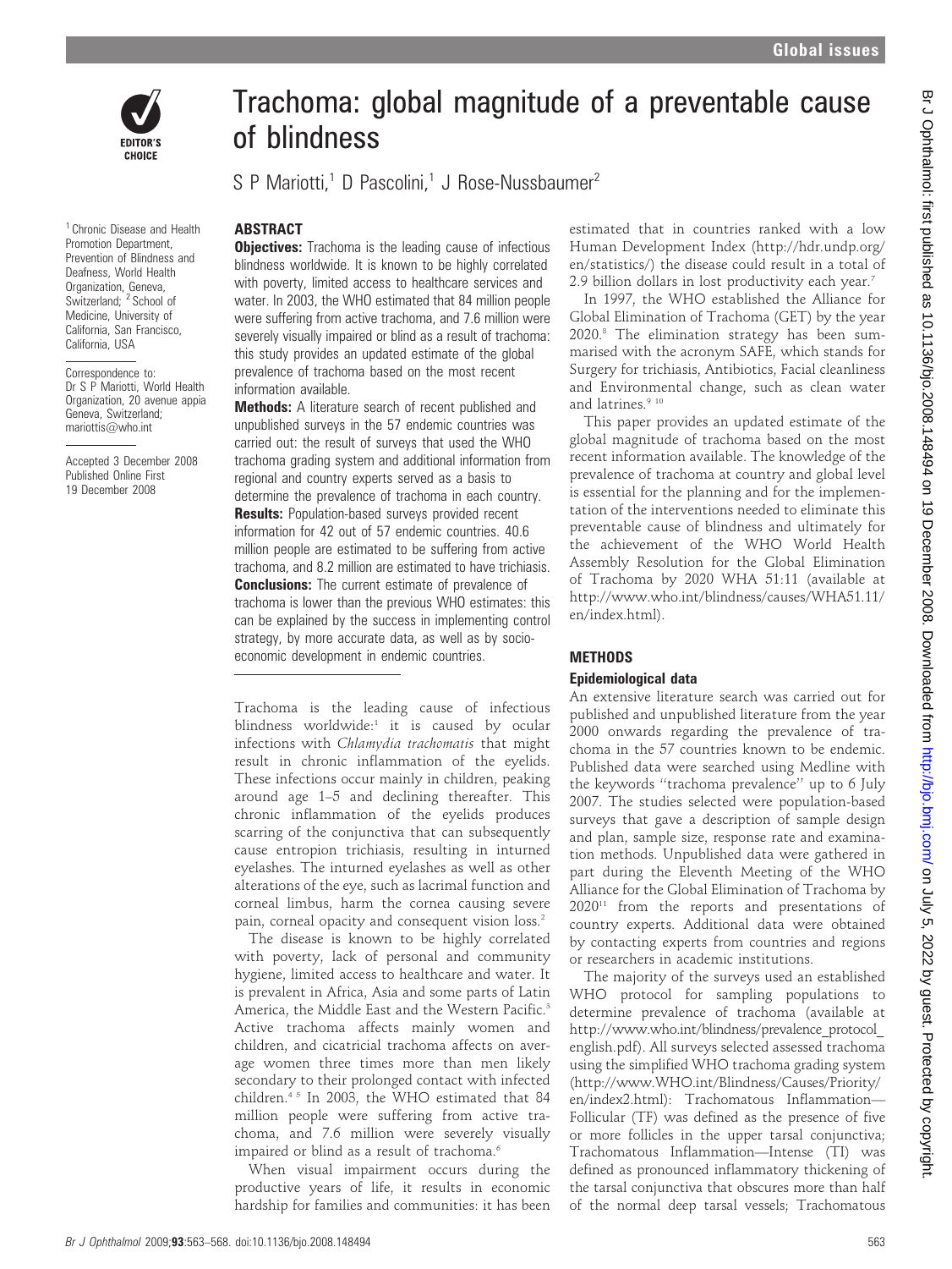# Trachoma: global magnitude of a preventable cause of blindness

S P Mariotti,[1] D Pascolini,[1] J Rose-Nussbaumer[2]

[1] Chronic Disease and Health Promotion Department, Prevention of Blindness and Deafness, World Health Organization, Geneva, Switzerland; [2] School of Medicine, University of California, San Francisco, California, USA

Correspondence to: Dr S P Mariotti, World Health Organization, 20 avenue appia Geneva, Switzerland; mariottis@who.int

Accepted 3 December 2008
Published Online First 19 December 2008

## ABSTRACT

**Objectives:** Trachoma is the leading cause of infectious blindness worldwide. It is known to be highly correlated with poverty, limited access to healthcare services and water. In 2003, the WHO estimated that 84 million people were suffering from active trachoma, and 7.6 million were severely visually impaired or blind as a result of trachoma: this study provides an updated estimate of the global prevalence of trachoma based on the most recent information available.

**Methods:** A literature search of recent published and unpublished surveys in the 57 endemic countries was carried out: the result of surveys that used the WHO trachoma grading system and additional information from regional and country experts served as a basis to determine the prevalence of trachoma in each country.

**Results:** Population-based surveys provided recent information for 42 out of 57 endemic countries. 40.6 million people are estimated to be suffering from active trachoma, and 8.2 million are estimated to have trichiasis.

**Conclusions:** The current estimate of prevalence of trachoma is lower than the previous WHO estimates: this can be explained by the success in implementing control strategy, by more accurate data, as well as by socio-economic development in endemic countries.

Trachoma is the leading cause of infectious blindness worldwide:[1] it is caused by ocular infections with *Chlamydia trachomatis* that might result in chronic inflammation of the eyelids. These infections occur mainly in children, peaking around age 1–5 and declining thereafter. This chronic inflammation of the eyelids produces scarring of the conjunctiva that can subsequently cause entropion trichiasis, resulting in inturned eyelashes. The inturned eyelashes as well as other alterations of the eye, such as lacrimal function and corneal limbus, harm the cornea causing severe pain, corneal opacity and consequent vision loss.[2]

The disease is known to be highly correlated with poverty, lack of personal and community hygiene, limited access to healthcare and water. It is prevalent in Africa, Asia and some parts of Latin America, the Middle East and the Western Pacific.[3] Active trachoma affects mainly women and children, and cicatricial trachoma affects on average women three times more than men likely secondary to their prolonged contact with infected children.[4 5] In 2003, the WHO estimated that 84 million people were suffering from active trachoma, and 7.6 million were severely visually impaired or blind as a result of trachoma.[6]

When visual impairment occurs during the productive years of life, it results in economic hardship for families and communities: it has been estimated that in countries ranked with a low Human Development Index (http://hdr.undp.org/en/statistics/) the disease could result in a total of 2.9 billion dollars in lost productivity each year.[7]

In 1997, the WHO established the Alliance for Global Elimination of Trachoma (GET) by the year 2020.[8] The elimination strategy has been summarised with the acronym SAFE, which stands for Surgery for trichiasis, Antibiotics, Facial cleanliness and Environmental change, such as clean water and latrines.[9 10]

This paper provides an updated estimate of the global magnitude of trachoma based on the most recent information available. The knowledge of the prevalence of trachoma at country and global level is essential for the planning and for the implementation of the interventions needed to eliminate this preventable cause of blindness and ultimately for the achievement of the WHO World Health Assembly Resolution for the Global Elimination of Trachoma by 2020 WHA 51:11 (available at http://www.who.int/blindness/causes/WHA51.11/en/index.html).

## METHODS

### Epidemiological data

An extensive literature search was carried out for published and unpublished literature from the year 2000 onwards regarding the prevalence of trachoma in the 57 countries known to be endemic. Published data were searched using Medline with the keywords "trachoma prevalence" up to 6 July 2007. The studies selected were population-based surveys that gave a description of sample design and plan, sample size, response rate and examination methods. Unpublished data were gathered in part during the Eleventh Meeting of the WHO Alliance for the Global Elimination of Trachoma by 2020[11] from the reports and presentations of country experts. Additional data were obtained by contacting experts from countries and regions or researchers in academic institutions.

The majority of the surveys used an established WHO protocol for sampling populations to determine prevalence of trachoma (available at http://www.who.int/blindness/prevalence_protocol_english.pdf). All surveys selected assessed trachoma using the simplified WHO trachoma grading system (http://www.WHO.int/Blindness/Causes/Priority/en/index2.html): Trachomatous Inflammation—Follicular (TF) was defined as the presence of five or more follicles in the upper tarsal conjunctiva; Trachomatous Inflammation—Intense (TI) was defined as pronounced inflammatory thickening of the tarsal conjunctiva that obscures more than half of the normal deep tarsal vessels; Trachomatous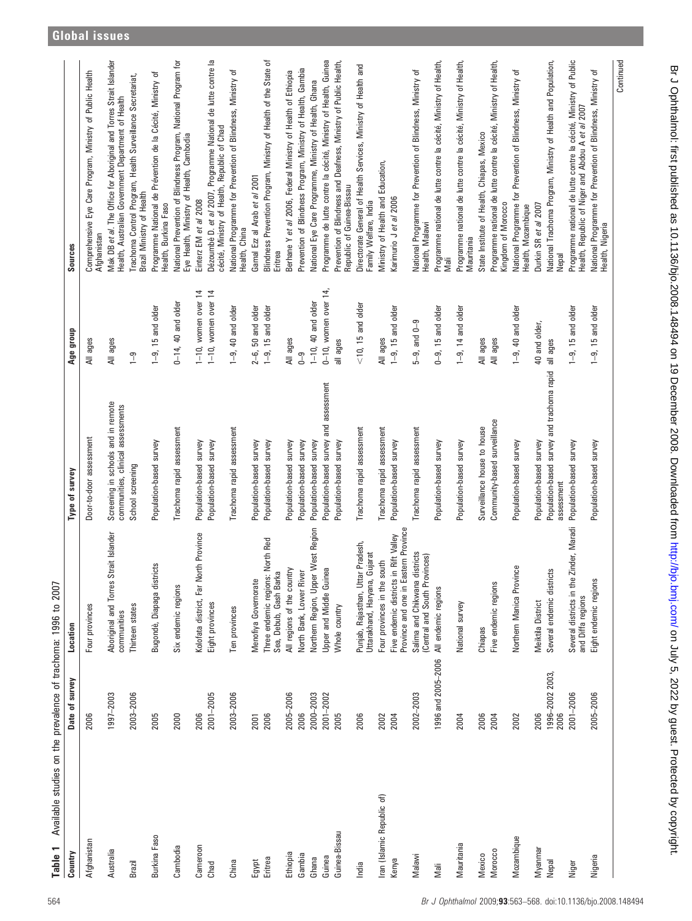## Global issues

**Table 1** Available studies on the prevalence of trachoma: 1996 to 2007

| Country | Date of survey | Location | Type of survey | Age group | Sources |
|---|---|---|---|---|---|
| Afghanistan | 2006 | Four provinces | Door-to-door assessment | All ages | Comprehensive Eye Care Program, Ministry of Public Health Afghanistan |
| Australia | 1997–2003 | Aboriginal and Torres Strait Islander communities | Screening in schools and in remote communities, clinical assessments | All ages | Mak DB *et al*. The Office for Aboriginal and Torres Strait Islander Health, Australian Government Department of Health |
| Brazil | 2003–2006 | Thirteen states | School screening | 1–9 | Trachoma Control Program, Health Surveillance Secretariat, Brazil Ministry of Health |
| Burkina Faso | 2005 | Bugondè, Diapaga districts | Population-based survey | 1–9, 15 and older | Programme National de Prévention de la Cécité, Ministry of Health, Burkina Faso |
| Cambodia | 2000 | Six endemic regions | Trachoma rapid assessment | 0–14, 40 and older | National Prevention of Blindness Program, National Program for Eye Health, Ministry of Health, Cambodia |
| Cameroon | 2006 | Kolofata district, Far North Province | Population-based survey | 1–10, women over 14 | Einterz EM *et al* 2008 |
| Chad | 2001–2005 | Eight provinces | Population-based survey | 1–10, women over 14 | Dézoumbé D. *et al* 2007, Programme National de lutte contre la cécité, Ministry of Health, Republic of Chad |
| China | 2003–2006 | Ten provinces | Trachoma rapid assessment | 1–9, 40 and older | National Programme for Prevention of Blindness, Ministry of Health, China |
| Egypt | 2001 | Menofiya Governorate | Population-based survey | 2–6, 50 and older | Gamal Ez al Arab *et al* 2001 |
| Eritrea | 2006 | Three endemic regions: North Red Sea, Debub, Gash Barka | Population-based survey | 1–9, 15 and older | Blindness Prevention Program, Ministry of Health of the State of Eritrea |
| Ethiopia | 2005–2006 | All regions of the country | Population-based survey | All ages | Berhane Y *et al* 2006, Federal Ministry of Health of Ethiopia |
| Gambia | 2006 | North Bank, Lower River | Population-based survey | 0–9 | Prevention of Blindness Program, Ministry of Health, Gambia |
| Ghana | 2000–2003 | Northern Region, Upper West Region | Population-based survey | 1–10, 40 and older | National Eye Care Programme, Ministry of Health, Ghana |
| Guinea | 2001–2002 | Upper and Middle Guinea | Population-based survey and assessment | 0–10, women over 14, | Programme de lutte contre la cécité, Ministry of Health, Guinea |
| Guinea-Bissau | 2005 | Whole country | Population-based survey | all ages | Prevention of Blindness and Deafness, Ministry of Public Health, Republic of Guinea-Bissau |
| India | 2006 | Punjab, Rajasthan, Uttar Pradesh, Uttarakhand, Haryana, Gujarat | Trachoma rapid assessment | <10, 15 and older | Directorate General of Health Services, Ministry of Health and Family Welfare, India |
| Iran (Islamic Republic of) | 2002 | Four provinces in the south | Trachoma rapid assessment | All ages | Ministry of Health and Education, |
| Kenya | 2004 | Five endemic districts in Rift Valley Province and one in Eastern Province | Population-based survey | 1–9, 15 and older | Karimurio J *et al* 2006 |
| Malawi | 2002–2003 | Salima and Chikwana districts (Central and South Provinces) | Trachoma rapid assessment | 5–9, and 0–9 | National Programme for Prevention of Blindness, Ministry of Health, Malawi |
| Mali | 1996 and 2005–2006 | All endemic regions | Population-based survey | 0–9, 15 and older | Programme national de lutte contre la cécité, Ministry of Health, Mali |
| Mauritania | 2004 | National survey | Population-based survey | 1–9, 14 and older | Programme national de lutte contre la cécité, Ministry of Health, Mauritania |
| Mexico | 2006 | Chiapas | Surveillance house to house | All ages | State Institute of Health, Chiapas, Mexico |
| Morocco | 2004 | Five endemic regions | Community-based surveillance | All ages | Programme national de lutte contre la cécité, Ministry of Health, Kingdom of Morocco |
| Mozambique | 2002 | Northern Manica Province | Population-based survey | 1–9, 40 and older | National Programme for Prevention of Blindness, Ministry of Health, Mozambique |
| Myanmar | 2006 | Meiktila District | Population-based survey | 40 and older, | Durkin SR *et al* 2007 |
| Nepal | 1996–2002 2003, 2006 | Several endemic districts | Population-based survey and trachoma rapid assessment | all ages | National Trachoma Program, Ministry of Health and Population, Nepal |
| Niger | 2001–2006 | Several districts in the Zinder, Maradi and Diffa regions | Population-based survey | 1–9, 15 and older | Programme national de lutte contre la cécité, Ministry of Public Health, Republic of Niger and Abdou A *et al* 2007 |
| Nigeria | 2005–2006 | Eight endemic regions | Population-based survey | 1–9, 15 and older | National Programme for Prevention of Blindness, Ministry of Health, Nigeria |

Continued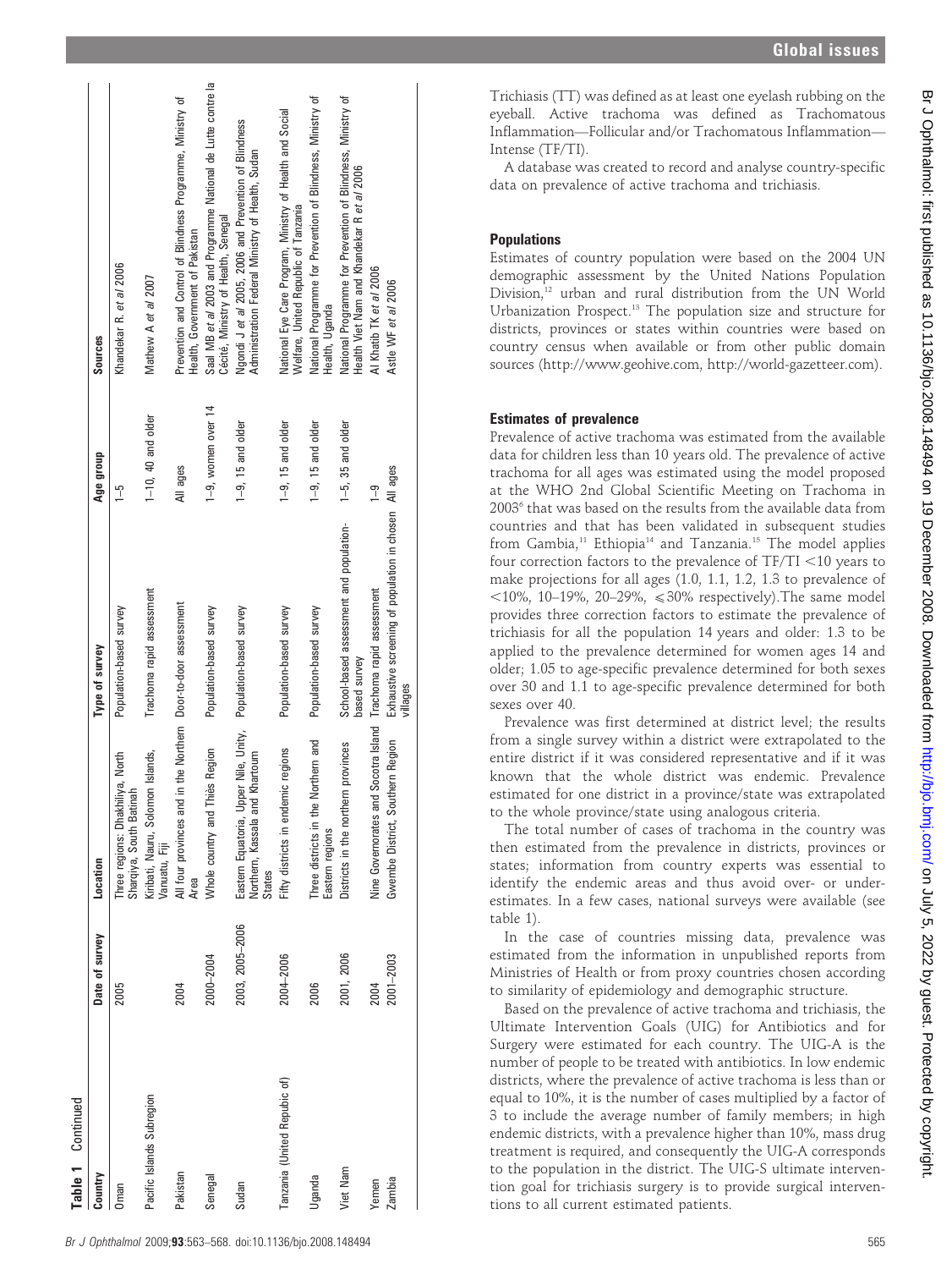**Table 1** Continued

| Country | Date of survey | Location | Type of survey | Age group | Sources |
|---|---|---|---|---|---|
| Oman | 2005 | Three regions: Dhakhiliya, North Sharqiya, South Batinah | Population-based survey | 1–5 | Khandekar R. *et al* 2006 |
| Pacific Islands Subregion | | Kiribati, Nauru, Solomon Islands, Vanuatu, Fiji | Trachoma rapid assessment | 1–10, 40 and older | Mathew A *et al* 2007 |
| Pakistan | 2004 | All four provinces and in the Northern Area | Door-to-door assessment | All ages | Prevention and Control of Blindness Programme, Ministry of Health, Government of Pakistan |
| Senegal | 2000–2004 | Whole country and Thiès Region | Population-based survey | 1–9, women over 14 | Saal MB *et al* 2003 and Programme National de Lutte contre la Cécité, Ministry of Health, Senegal |
| Sudan | 2003, 2005–2006 | Eastern Equatoria, Upper Nile, Unity, Northern, Kassala and Khartoum States | Population-based survey | 1–9, 15 and older | Ngondi J *et al* 2005, 2006 and Prevention of Blindness Administration Federal Ministry of Health, Sudan |
| Tanzania (United Repubic of) | 2004–2006 | Fifty districts in endemic regions | Population-based survey | 1–9, 15 and older | National Eye Care Program, Ministry of Health and Social Welfare, United Republic of Tanzania |
| Uganda | 2006 | Three districts in the Northern and Eastern regions | Population-based survey | 1–9, 15 and older | National Programme for Prevention of Blindness, Ministry of Health, Uganda |
| Viet Nam | 2001, 2006 | Districts in the northern provinces | School-based assessment and population-based survey | 1–5, 35 and older | National Programme for Prevention of Blindness, Ministry of Health Viet Nam and Khandekar R *et al* 2006 |
| Yemen | 2004 | Nine Governorates and Socotra Island | Trachoma rapid assessment | 1–9 | Al Khatib TK *et al* 2006 |
| Zambia | 2001–2003 | Gwembe District, Southern Region | Exhaustive screening of population in chosen villages | All ages | Astle WF *et al* 2006 |

Trichiasis (TT) was defined as at least one eyelash rubbing on the eyeball. Active trachoma was defined as Trachomatous Inflammation—Follicular and/or Trachomatous Inflammation—Intense (TF/TI).

A database was created to record and analyse country-specific data on prevalence of active trachoma and trichiasis.

### Populations

Estimates of country population were based on the 2004 UN demographic assessment by the United Nations Population Division,[12] urban and rural distribution from the UN World Urbanization Prospect.[13] The population size and structure for districts, provinces or states within countries were based on country census when available or from other public domain sources (http://www.geohive.com, http://world-gazetteer.com).

### Estimates of prevalence

Prevalence of active trachoma was estimated from the available data for children less than 10 years old. The prevalence of active trachoma for all ages was estimated using the model proposed at the WHO 2nd Global Scientific Meeting on Trachoma in 2003[6] that was based on the results from the available data from countries and that has been validated in subsequent studies from Gambia,[11] Ethiopia[14] and Tanzania.[15] The model applies four correction factors to the prevalence of TF/TI <10 years to make projections for all ages (1.0, 1.1, 1.2, 1.3 to prevalence of <10%, 10–19%, 20–29%, ⩽30% respectively).The same model provides three correction factors to estimate the prevalence of trichiasis for all the population 14 years and older: 1.3 to be applied to the prevalence determined for women ages 14 and older; 1.05 to age-specific prevalence determined for both sexes over 30 and 1.1 to age-specific prevalence determined for both sexes over 40.

Prevalence was first determined at district level; the results from a single survey within a district were extrapolated to the entire district if it was considered representative and if it was known that the whole district was endemic. Prevalence estimated for one district in a province/state was extrapolated to the whole province/state using analogous criteria.

The total number of cases of trachoma in the country was then estimated from the prevalence in districts, provinces or states; information from country experts was essential to identify the endemic areas and thus avoid over- or underestimates. In a few cases, national surveys were available (see table 1).

In the case of countries missing data, prevalence was estimated from the information in unpublished reports from Ministries of Health or from proxy countries chosen according to similarity of epidemiology and demographic structure.

Based on the prevalence of active trachoma and trichiasis, the Ultimate Intervention Goals (UIG) for Antibiotics and for Surgery were estimated for each country. The UIG-A is the number of people to be treated with antibiotics. In low endemic districts, where the prevalence of active trachoma is less than or equal to 10%, it is the number of cases multiplied by a factor of 3 to include the average number of family members; in high endemic districts, with a prevalence higher than 10%, mass drug treatment is required, and consequently the UIG-A corresponds to the population in the district. The UIG-S ultimate intervention goal for trichiasis surgery is to provide surgical interventions to all current estimated patients.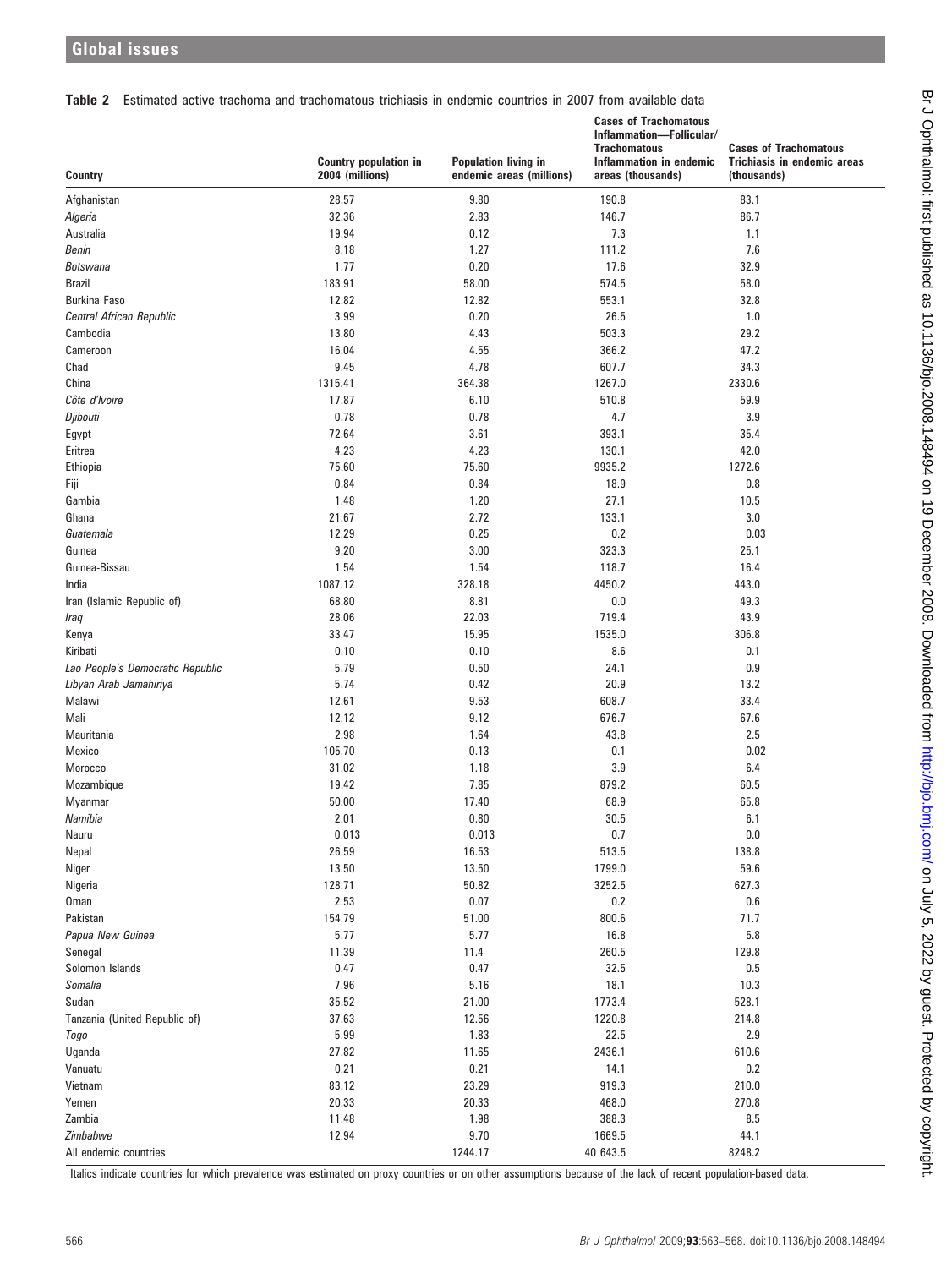**Table 2** Estimated active trachoma and trachomatous trichiasis in endemic countries in 2007 from available data

| Country | Country population in 2004 (millions) | Population living in endemic areas (millions) | Cases of Trachomatous Inflammation—Follicular/ Trachomatous Inflammation in endemic areas (thousands) | Cases of Trachomatous Trichiasis in endemic areas (thousands) |
|---|---|---|---|---|
| Afghanistan | 28.57 | 9.80 | 190.8 | 83.1 |
| *Algeria* | 32.36 | 2.83 | 146.7 | 86.7 |
| Australia | 19.94 | 0.12 | 7.3 | 1.1 |
| *Benin* | 8.18 | 1.27 | 111.2 | 7.6 |
| *Botswana* | 1.77 | 0.20 | 17.6 | 32.9 |
| Brazil | 183.91 | 58.00 | 574.5 | 58.0 |
| Burkina Faso | 12.82 | 12.82 | 553.1 | 32.8 |
| *Central African Republic* | 3.99 | 0.20 | 26.5 | 1.0 |
| Cambodia | 13.80 | 4.43 | 503.3 | 29.2 |
| Cameroon | 16.04 | 4.55 | 366.2 | 47.2 |
| Chad | 9.45 | 4.78 | 607.7 | 34.3 |
| China | 1315.41 | 364.38 | 1267.0 | 2330.6 |
| *Côte d'Ivoire* | 17.87 | 6.10 | 510.8 | 59.9 |
| *Djibouti* | 0.78 | 0.78 | 4.7 | 3.9 |
| Egypt | 72.64 | 3.61 | 393.1 | 35.4 |
| Eritrea | 4.23 | 4.23 | 130.1 | 42.0 |
| Ethiopia | 75.60 | 75.60 | 9935.2 | 1272.6 |
| Fiji | 0.84 | 0.84 | 18.9 | 0.8 |
| Gambia | 1.48 | 1.20 | 27.1 | 10.5 |
| Ghana | 21.67 | 2.72 | 133.1 | 3.0 |
| *Guatemala* | 12.29 | 0.25 | 0.2 | 0.03 |
| Guinea | 9.20 | 3.00 | 323.3 | 25.1 |
| Guinea-Bissau | 1.54 | 1.54 | 118.7 | 16.4 |
| India | 1087.12 | 328.18 | 4450.2 | 443.0 |
| Iran (Islamic Republic of) | 68.80 | 8.81 | 0.0 | 49.3 |
| *Iraq* | 28.06 | 22.03 | 719.4 | 43.9 |
| Kenya | 33.47 | 15.95 | 1535.0 | 306.8 |
| Kiribati | 0.10 | 0.10 | 8.6 | 0.1 |
| *Lao People's Democratic Republic* | 5.79 | 0.50 | 24.1 | 0.9 |
| *Libyan Arab Jamahiriya* | 5.74 | 0.42 | 20.9 | 13.2 |
| Malawi | 12.61 | 9.53 | 608.7 | 33.4 |
| Mali | 12.12 | 9.12 | 676.7 | 67.6 |
| Mauritania | 2.98 | 1.64 | 43.8 | 2.5 |
| Mexico | 105.70 | 0.13 | 0.1 | 0.02 |
| Morocco | 31.02 | 1.18 | 3.9 | 6.4 |
| Mozambique | 19.42 | 7.85 | 879.2 | 60.5 |
| Myanmar | 50.00 | 17.40 | 68.9 | 65.8 |
| *Namibia* | 2.01 | 0.80 | 30.5 | 6.1 |
| Nauru | 0.013 | 0.013 | 0.7 | 0.0 |
| Nepal | 26.59 | 16.53 | 513.5 | 138.8 |
| Niger | 13.50 | 13.50 | 1799.0 | 59.6 |
| Nigeria | 128.71 | 50.82 | 3252.5 | 627.3 |
| Oman | 2.53 | 0.07 | 0.2 | 0.6 |
| Pakistan | 154.79 | 51.00 | 800.6 | 71.7 |
| *Papua New Guinea* | 5.77 | 5.77 | 16.8 | 5.8 |
| Senegal | 11.39 | 11.4 | 260.5 | 129.8 |
| Solomon Islands | 0.47 | 0.47 | 32.5 | 0.5 |
| *Somalia* | 7.96 | 5.16 | 18.1 | 10.3 |
| Sudan | 35.52 | 21.00 | 1773.4 | 528.1 |
| Tanzania (United Republic of) | 37.63 | 12.56 | 1220.8 | 214.8 |
| *Togo* | 5.99 | 1.83 | 22.5 | 2.9 |
| Uganda | 27.82 | 11.65 | 2436.1 | 610.6 |
| Vanuatu | 0.21 | 0.21 | 14.1 | 0.2 |
| Vietnam | 83.12 | 23.29 | 919.3 | 210.0 |
| Yemen | 20.33 | 20.33 | 468.0 | 270.8 |
| Zambia | 11.48 | 1.98 | 388.3 | 8.5 |
| *Zimbabwe* | 12.94 | 9.70 | 1669.5 | 44.1 |
| All endemic countries | | 1244.17 | 40 643.5 | 8248.2 |

Italics indicate countries for which prevalence was estimated on proxy countries or on other assumptions because of the lack of recent population-based data.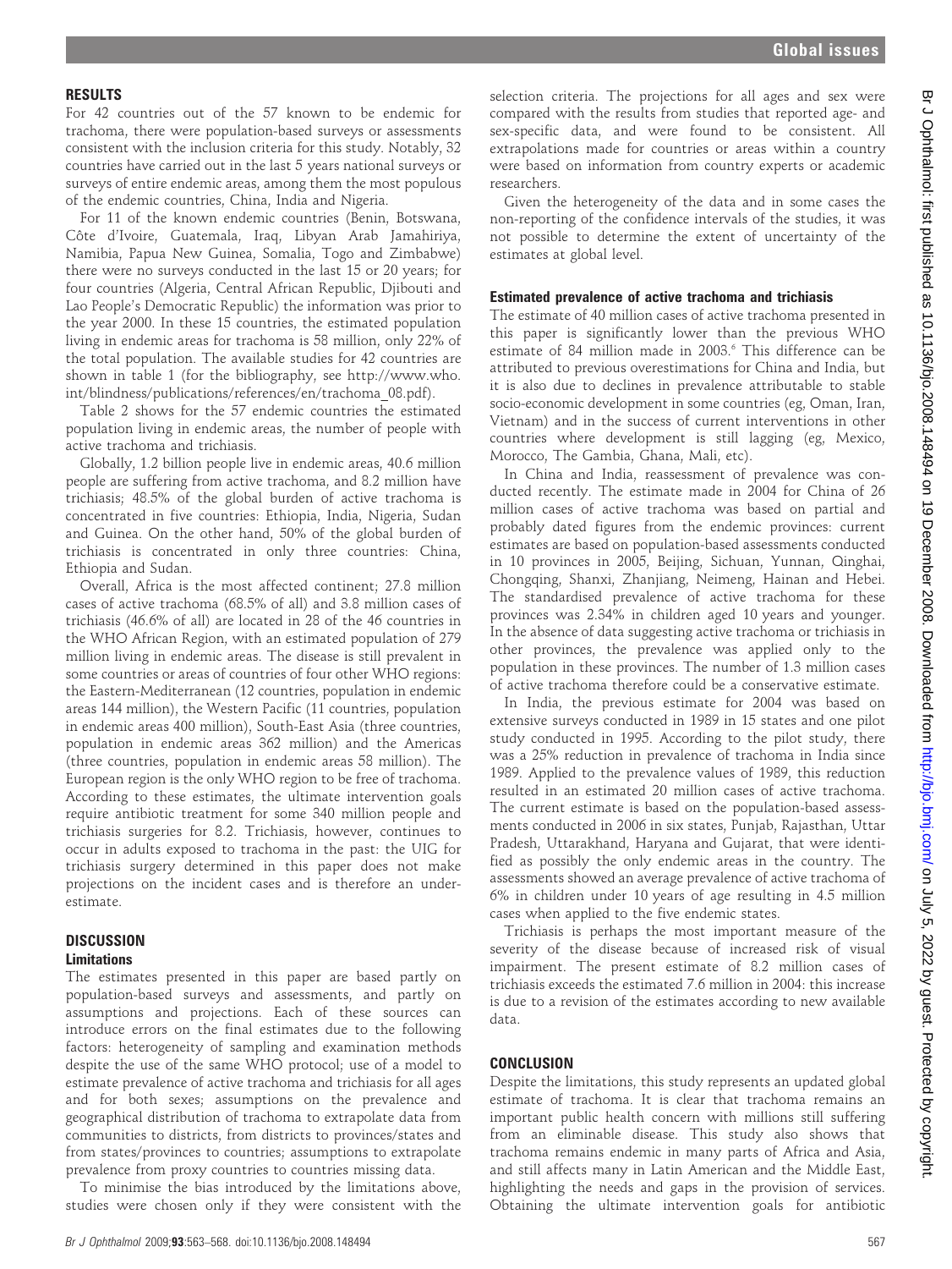## RESULTS

For 42 countries out of the 57 known to be endemic for trachoma, there were population-based surveys or assessments consistent with the inclusion criteria for this study. Notably, 32 countries have carried out in the last 5 years national surveys or surveys of entire endemic areas, among them the most populous of the endemic countries, China, India and Nigeria.

For 11 of the known endemic countries (Benin, Botswana, Côte d'Ivoire, Guatemala, Iraq, Libyan Arab Jamahiriya, Namibia, Papua New Guinea, Somalia, Togo and Zimbabwe) there were no surveys conducted in the last 15 or 20 years; for four countries (Algeria, Central African Republic, Djibouti and Lao People's Democratic Republic) the information was prior to the year 2000. In these 15 countries, the estimated population living in endemic areas for trachoma is 58 million, only 22% of the total population. The available studies for 42 countries are shown in table 1 (for the bibliography, see http://www.who.int/blindness/publications/references/en/trachoma_08.pdf).

Table 2 shows for the 57 endemic countries the estimated population living in endemic areas, the number of people with active trachoma and trichiasis.

Globally, 1.2 billion people live in endemic areas, 40.6 million people are suffering from active trachoma, and 8.2 million have trichiasis; 48.5% of the global burden of active trachoma is concentrated in five countries: Ethiopia, India, Nigeria, Sudan and Guinea. On the other hand, 50% of the global burden of trichiasis is concentrated in only three countries: China, Ethiopia and Sudan.

Overall, Africa is the most affected continent; 27.8 million cases of active trachoma (68.5% of all) and 3.8 million cases of trichiasis (46.6% of all) are located in 28 of the 46 countries in the WHO African Region, with an estimated population of 279 million living in endemic areas. The disease is still prevalent in some countries or areas of countries of four other WHO regions: the Eastern-Mediterranean (12 countries, population in endemic areas 144 million), the Western Pacific (11 countries, population in endemic areas 400 million), South-East Asia (three countries, population in endemic areas 362 million) and the Americas (three countries, population in endemic areas 58 million). The European region is the only WHO region to be free of trachoma. According to these estimates, the ultimate intervention goals require antibiotic treatment for some 340 million people and trichiasis surgeries for 8.2. Trichiasis, however, continues to occur in adults exposed to trachoma in the past: the UIG for trichiasis surgery determined in this paper does not make projections on the incident cases and is therefore an underestimate.

## DISCUSSION

### Limitations

The estimates presented in this paper are based partly on population-based surveys and assessments, and partly on assumptions and projections. Each of these sources can introduce errors on the final estimates due to the following factors: heterogeneity of sampling and examination methods despite the use of the same WHO protocol; use of a model to estimate prevalence of active trachoma and trichiasis for all ages and for both sexes; assumptions on the prevalence and geographical distribution of trachoma to extrapolate data from communities to districts, from districts to provinces/states and from states/provinces to countries; assumptions to extrapolate prevalence from proxy countries to countries missing data.

To minimise the bias introduced by the limitations above, studies were chosen only if they were consistent with the selection criteria. The projections for all ages and sex were compared with the results from studies that reported age- and sex-specific data, and were found to be consistent. All extrapolations made for countries or areas within a country were based on information from country experts or academic researchers.

Given the heterogeneity of the data and in some cases the non-reporting of the confidence intervals of the studies, it was not possible to determine the extent of uncertainty of the estimates at global level.

### Estimated prevalence of active trachoma and trichiasis

The estimate of 40 million cases of active trachoma presented in this paper is significantly lower than the previous WHO estimate of 84 million made in 2003.[6] This difference can be attributed to previous overestimations for China and India, but it is also due to declines in prevalence attributable to stable socio-economic development in some countries (eg, Oman, Iran, Vietnam) and in the success of current interventions in other countries where development is still lagging (eg, Mexico, Morocco, The Gambia, Ghana, Mali, etc).

In China and India, reassessment of prevalence was conducted recently. The estimate made in 2004 for China of 26 million cases of active trachoma was based on partial and probably dated figures from the endemic provinces: current estimates are based on population-based assessments conducted in 10 provinces in 2005, Beijing, Sichuan, Yunnan, Qinghai, Chongqing, Shanxi, Zhanjiang, Neimeng, Hainan and Hebei. The standardised prevalence of active trachoma for these provinces was 2.34% in children aged 10 years and younger. In the absence of data suggesting active trachoma or trichiasis in other provinces, the prevalence was applied only to the population in these provinces. The number of 1.3 million cases of active trachoma therefore could be a conservative estimate.

In India, the previous estimate for 2004 was based on extensive surveys conducted in 1989 in 15 states and one pilot study conducted in 1995. According to the pilot study, there was a 25% reduction in prevalence of trachoma in India since 1989. Applied to the prevalence values of 1989, this reduction resulted in an estimated 20 million cases of active trachoma. The current estimate is based on the population-based assessments conducted in 2006 in six states, Punjab, Rajasthan, Uttar Pradesh, Uttarakhand, Haryana and Gujarat, that were identified as possibly the only endemic areas in the country. The assessments showed an average prevalence of active trachoma of 6% in children under 10 years of age resulting in 4.5 million cases when applied to the five endemic states.

Trichiasis is perhaps the most important measure of the severity of the disease because of increased risk of visual impairment. The present estimate of 8.2 million cases of trichiasis exceeds the estimated 7.6 million in 2004: this increase is due to a revision of the estimates according to new available data.

## CONCLUSION

Despite the limitations, this study represents an updated global estimate of trachoma. It is clear that trachoma remains an important public health concern with millions still suffering from an eliminable disease. This study also shows that trachoma remains endemic in many parts of Africa and Asia, and still affects many in Latin American and the Middle East, highlighting the needs and gaps in the provision of services. Obtaining the ultimate intervention goals for antibiotic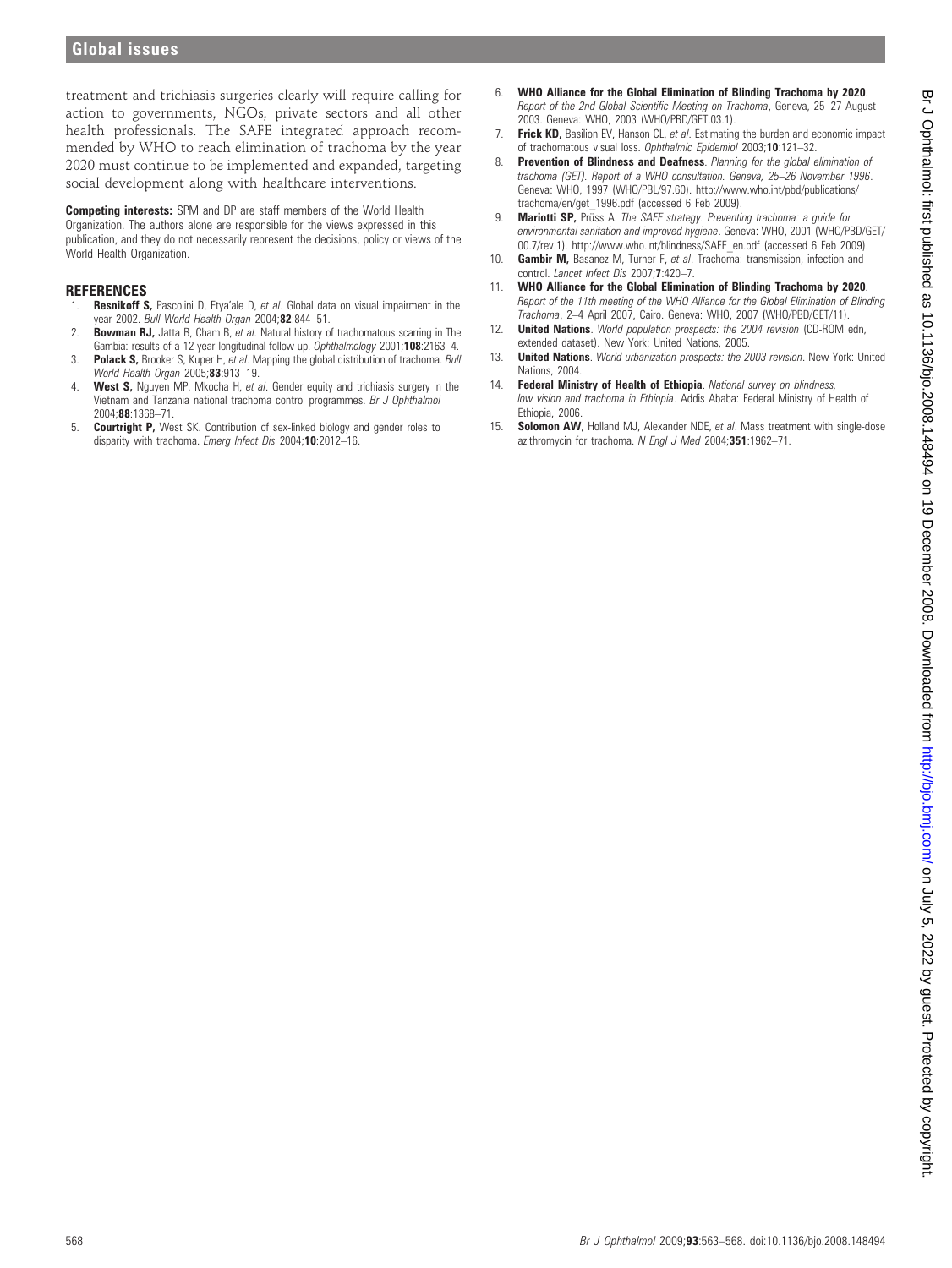treatment and trichiasis surgeries clearly will require calling for action to governments, NGOs, private sectors and all other health professionals. The SAFE integrated approach recommended by WHO to reach elimination of trachoma by the year 2020 must continue to be implemented and expanded, targeting social development along with healthcare interventions.

**Competing interests:** SPM and DP are staff members of the World Health Organization. The authors alone are responsible for the views expressed in this publication, and they do not necessarily represent the decisions, policy or views of the World Health Organization.

## REFERENCES

1. **Resnikoff S,** Pascolini D, Etya'ale D, *et al*. Global data on visual impairment in the year 2002. *Bull World Health Organ* 2004;**82**:844–51.
2. **Bowman RJ,** Jatta B, Cham B, *et al*. Natural history of trachomatous scarring in The Gambia: results of a 12-year longitudinal follow-up. *Ophthalmology* 2001;**108**:2163–4.
3. **Polack S,** Brooker S, Kuper H, *et al*. Mapping the global distribution of trachoma. *Bull World Health Organ* 2005;**83**:913–19.
4. **West S,** Nguyen MP, Mkocha H, *et al*. Gender equity and trichiasis surgery in the Vietnam and Tanzania national trachoma control programmes. *Br J Ophthalmol* 2004;**88**:1368–71.
5. **Courtright P,** West SK. Contribution of sex-linked biology and gender roles to disparity with trachoma. *Emerg Infect Dis* 2004;**10**:2012–16.
6. **WHO Alliance for the Global Elimination of Blinding Trachoma by 2020**. *Report of the 2nd Global Scientific Meeting on Trachoma*, Geneva, 25–27 August 2003. Geneva: WHO, 2003 (WHO/PBD/GET.03.1).
7. **Frick KD,** Basilion EV, Hanson CL, *et al*. Estimating the burden and economic impact of trachomatous visual loss. *Ophthalmic Epidemiol* 2003;**10**:121–32.
8. **Prevention of Blindness and Deafness**. *Planning for the global elimination of trachoma (GET). Report of a WHO consultation. Geneva, 25–26 November 1996*. Geneva: WHO, 1997 (WHO/PBL/97.60). http://www.who.int/pbd/publications/trachoma/en/get_1996.pdf (accessed 6 Feb 2009).
9. **Mariotti SP,** Prüss A. *The SAFE strategy. Preventing trachoma: a guide for environmental sanitation and improved hygiene*. Geneva: WHO, 2001 (WHO/PBD/GET/00.7/rev.1). http://www.who.int/blindness/SAFE_en.pdf (accessed 6 Feb 2009).
10. **Gambir M,** Basanez M, Turner F, *et al*. Trachoma: transmission, infection and control. *Lancet Infect Dis* 2007;**7**:420–7.
11. **WHO Alliance for the Global Elimination of Blinding Trachoma by 2020**. *Report of the 11th meeting of the WHO Alliance for the Global Elimination of Blinding Trachoma*, 2–4 April 2007, Cairo. Geneva: WHO, 2007 (WHO/PBD/GET/11).
12. **United Nations**. *World population prospects: the 2004 revision* (CD-ROM edn, extended dataset). New York: United Nations, 2005.
13. **United Nations**. *World urbanization prospects: the 2003 revision*. New York: United Nations, 2004.
14. **Federal Ministry of Health of Ethiopia**. *National survey on blindness, low vision and trachoma in Ethiopia*. Addis Ababa: Federal Ministry of Health of Ethiopia, 2006.
15. **Solomon AW,** Holland MJ, Alexander NDE, *et al*. Mass treatment with single-dose azithromycin for trachoma. *N Engl J Med* 2004;**351**:1962–71.